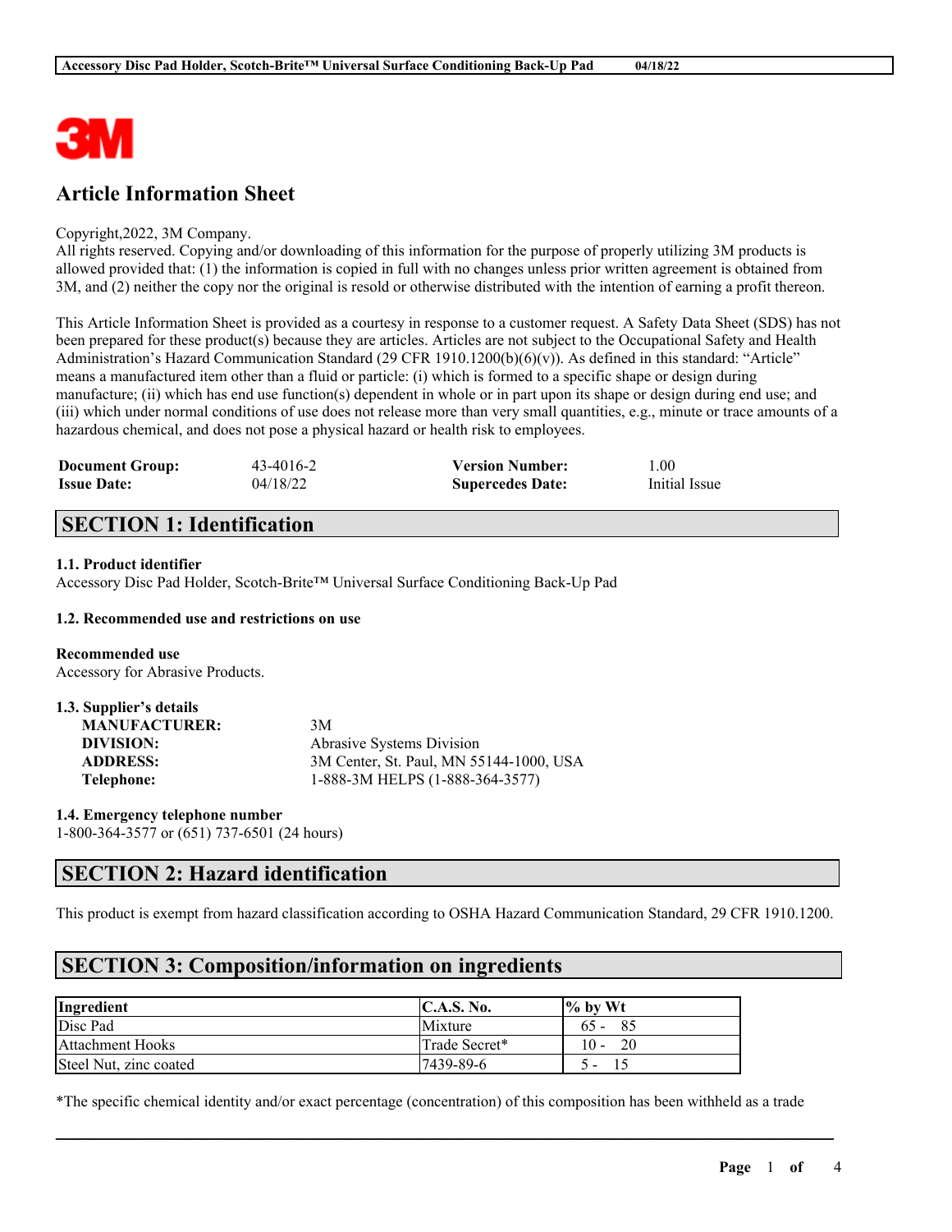# Article Information Sheet

Copyright,2022, 3M Company.
All rights reserved. Copying and/or downloading of this information for the purpose of properly utilizing 3M products is allowed provided that: (1) the information is copied in full with no changes unless prior written agreement is obtained from 3M, and (2) neither the copy nor the original is resold or otherwise distributed with the intention of earning a profit thereon.

This Article Information Sheet is provided as a courtesy in response to a customer request. A Safety Data Sheet (SDS) has not been prepared for these product(s) because they are articles. Articles are not subject to the Occupational Safety and Health Administration's Hazard Communication Standard (29 CFR 1910.1200(b)(6)(v)). As defined in this standard: "Article" means a manufactured item other than a fluid or particle: (i) which is formed to a specific shape or design during manufacture; (ii) which has end use function(s) dependent in whole or in part upon its shape or design during end use; and (iii) which under normal conditions of use does not release more than very small quantities, e.g., minute or trace amounts of a hazardous chemical, and does not pose a physical hazard or health risk to employees.

| | | | |
|---|---|---|---|
| **Document Group:** | 43-4016-2 | **Version Number:** | 1.00 |
| **Issue Date:** | 04/18/22 | **Supercedes Date:** | Initial Issue |

## SECTION 1: Identification

### 1.1. Product identifier

Accessory Disc Pad Holder, Scotch-Brite™ Universal Surface Conditioning Back-Up Pad

### 1.2. Recommended use and restrictions on use

**Recommended use**
Accessory for Abrasive Products.

### 1.3. Supplier's details

| | |
|---|---|
| **MANUFACTURER:** | 3M |
| **DIVISION:** | Abrasive Systems Division |
| **ADDRESS:** | 3M Center, St. Paul, MN 55144-1000, USA |
| **Telephone:** | 1-888-3M HELPS (1-888-364-3577) |

### 1.4. Emergency telephone number

1-800-364-3577 or (651) 737-6501 (24 hours)

## SECTION 2: Hazard identification

This product is exempt from hazard classification according to OSHA Hazard Communication Standard, 29 CFR 1910.1200.

## SECTION 3: Composition/information on ingredients

| Ingredient | C.A.S. No. | % by Wt |
|---|---|---|
| Disc Pad | Mixture | 65 - 85 |
| Attachment Hooks | Trade Secret* | 10 - 20 |
| Steel Nut, zinc coated | 7439-89-6 | 5 - 15 |

*The specific chemical identity and/or exact percentage (concentration) of this composition has been withheld as a trade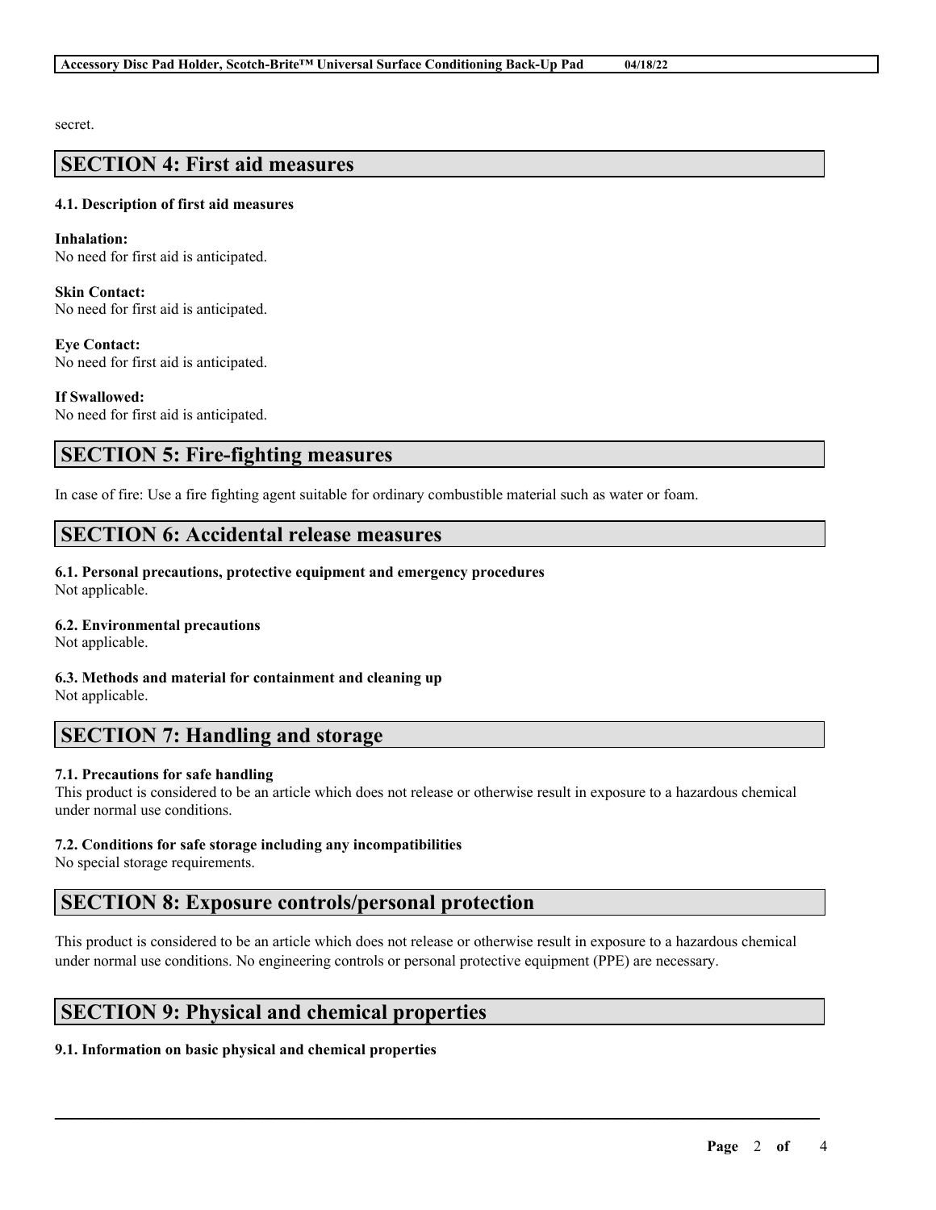secret.

## SECTION 4: First aid measures

### 4.1. Description of first aid measures

**Inhalation:**
No need for first aid is anticipated.

**Skin Contact:**
No need for first aid is anticipated.

**Eye Contact:**
No need for first aid is anticipated.

**If Swallowed:**
No need for first aid is anticipated.

## SECTION 5: Fire-fighting measures

In case of fire: Use a fire fighting agent suitable for ordinary combustible material such as water or foam.

## SECTION 6: Accidental release measures

### 6.1. Personal precautions, protective equipment and emergency procedures
Not applicable.

### 6.2. Environmental precautions
Not applicable.

### 6.3. Methods and material for containment and cleaning up
Not applicable.

## SECTION 7: Handling and storage

### 7.1. Precautions for safe handling
This product is considered to be an article which does not release or otherwise result in exposure to a hazardous chemical under normal use conditions.

### 7.2. Conditions for safe storage including any incompatibilities
No special storage requirements.

## SECTION 8: Exposure controls/personal protection

This product is considered to be an article which does not release or otherwise result in exposure to a hazardous chemical under normal use conditions. No engineering controls or personal protective equipment (PPE) are necessary.

## SECTION 9: Physical and chemical properties

### 9.1. Information on basic physical and chemical properties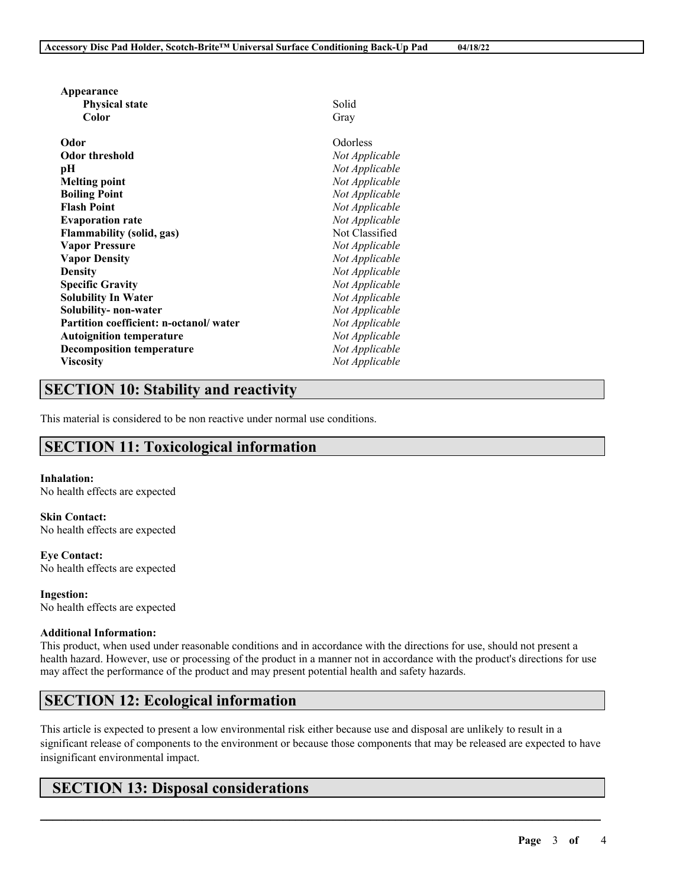| Property | Value |
| --- | --- |
| **Appearance** | |
| **Physical state** | Solid |
| **Color** | Gray |
| **Odor** | Odorless |
| **Odor threshold** | *Not Applicable* |
| **pH** | *Not Applicable* |
| **Melting point** | *Not Applicable* |
| **Boiling Point** | *Not Applicable* |
| **Flash Point** | *Not Applicable* |
| **Evaporation rate** | *Not Applicable* |
| **Flammability (solid, gas)** | Not Classified |
| **Vapor Pressure** | *Not Applicable* |
| **Vapor Density** | *Not Applicable* |
| **Density** | *Not Applicable* |
| **Specific Gravity** | *Not Applicable* |
| **Solubility In Water** | *Not Applicable* |
| **Solubility- non-water** | *Not Applicable* |
| **Partition coefficient: n-octanol/ water** | *Not Applicable* |
| **Autoignition temperature** | *Not Applicable* |
| **Decomposition temperature** | *Not Applicable* |
| **Viscosity** | *Not Applicable* |

## SECTION 10: Stability and reactivity

This material is considered to be non reactive under normal use conditions.

## SECTION 11: Toxicological information

**Inhalation:**
No health effects are expected

**Skin Contact:**
No health effects are expected

**Eye Contact:**
No health effects are expected

**Ingestion:**
No health effects are expected

**Additional Information:**
This product, when used under reasonable conditions and in accordance with the directions for use, should not present a health hazard. However, use or processing of the product in a manner not in accordance with the product's directions for use may affect the performance of the product and may present potential health and safety hazards.

## SECTION 12: Ecological information

This article is expected to present a low environmental risk either because use and disposal are unlikely to result in a significant release of components to the environment or because those components that may be released are expected to have insignificant environmental impact.

## SECTION 13: Disposal considerations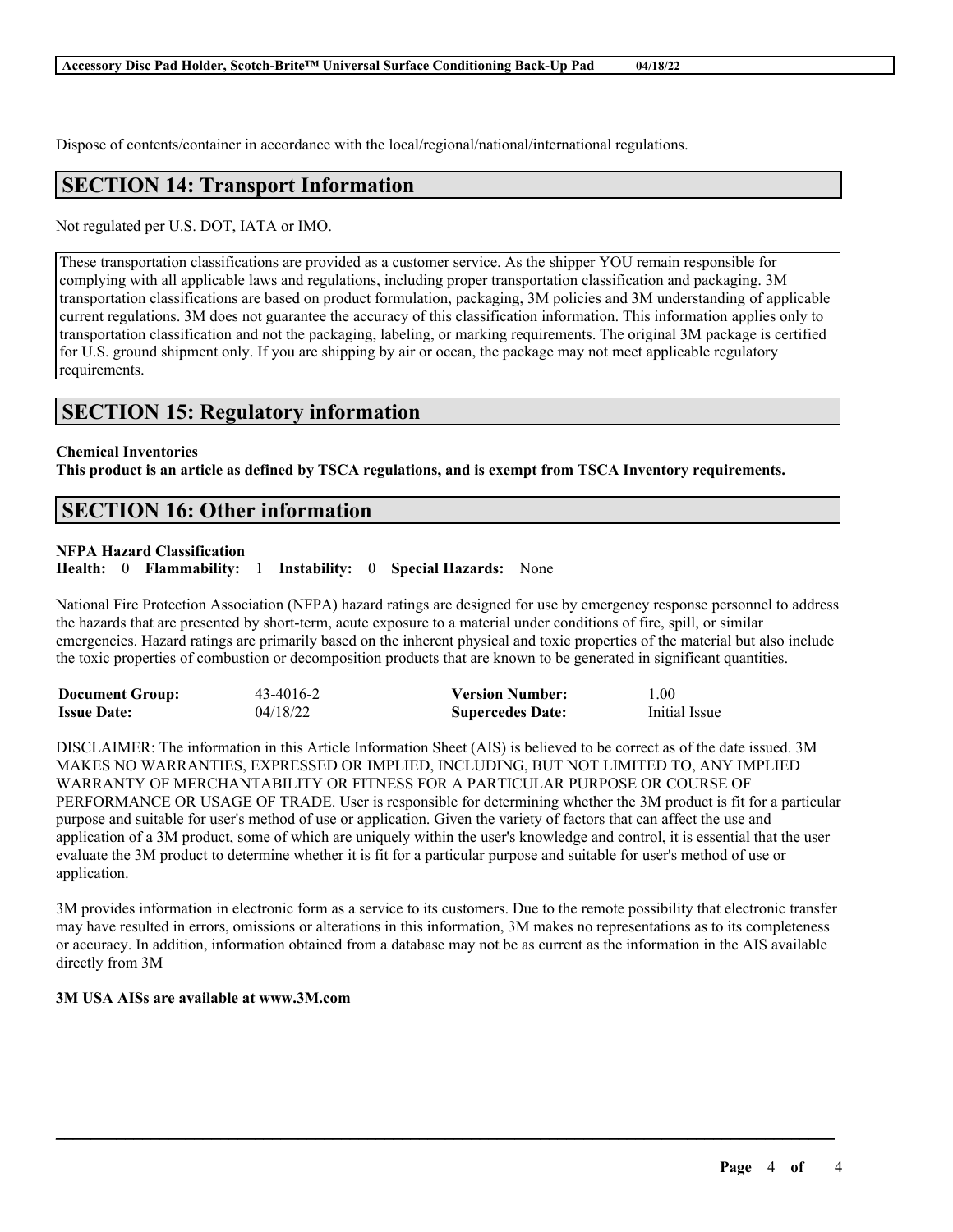Dispose of contents/container in accordance with the local/regional/national/international regulations.

## SECTION 14: Transport Information

Not regulated per U.S. DOT, IATA or IMO.

These transportation classifications are provided as a customer service. As the shipper YOU remain responsible for complying with all applicable laws and regulations, including proper transportation classification and packaging. 3M transportation classifications are based on product formulation, packaging, 3M policies and 3M understanding of applicable current regulations. 3M does not guarantee the accuracy of this classification information. This information applies only to transportation classification and not the packaging, labeling, or marking requirements. The original 3M package is certified for U.S. ground shipment only. If you are shipping by air or ocean, the package may not meet applicable regulatory requirements.

## SECTION 15: Regulatory information

**Chemical Inventories**
**This product is an article as defined by TSCA regulations, and is exempt from TSCA Inventory requirements.**

## SECTION 16: Other information

**NFPA Hazard Classification**
**Health:** 0 **Flammability:** 1 **Instability:** 0 **Special Hazards:** None

National Fire Protection Association (NFPA) hazard ratings are designed for use by emergency response personnel to address the hazards that are presented by short-term, acute exposure to a material under conditions of fire, spill, or similar emergencies. Hazard ratings are primarily based on the inherent physical and toxic properties of the material but also include the toxic properties of combustion or decomposition products that are known to be generated in significant quantities.

| | | | |
|---|---|---|---|
| **Document Group:** | 43-4016-2 | **Version Number:** | 1.00 |
| **Issue Date:** | 04/18/22 | **Supercedes Date:** | Initial Issue |

DISCLAIMER: The information in this Article Information Sheet (AIS) is believed to be correct as of the date issued. 3M MAKES NO WARRANTIES, EXPRESSED OR IMPLIED, INCLUDING, BUT NOT LIMITED TO, ANY IMPLIED WARRANTY OF MERCHANTABILITY OR FITNESS FOR A PARTICULAR PURPOSE OR COURSE OF PERFORMANCE OR USAGE OF TRADE. User is responsible for determining whether the 3M product is fit for a particular purpose and suitable for user's method of use or application. Given the variety of factors that can affect the use and application of a 3M product, some of which are uniquely within the user's knowledge and control, it is essential that the user evaluate the 3M product to determine whether it is fit for a particular purpose and suitable for user's method of use or application.

3M provides information in electronic form as a service to its customers. Due to the remote possibility that electronic transfer may have resulted in errors, omissions or alterations in this information, 3M makes no representations as to its completeness or accuracy. In addition, information obtained from a database may not be as current as the information in the AIS available directly from 3M

**3M USA AISs are available at www.3M.com**